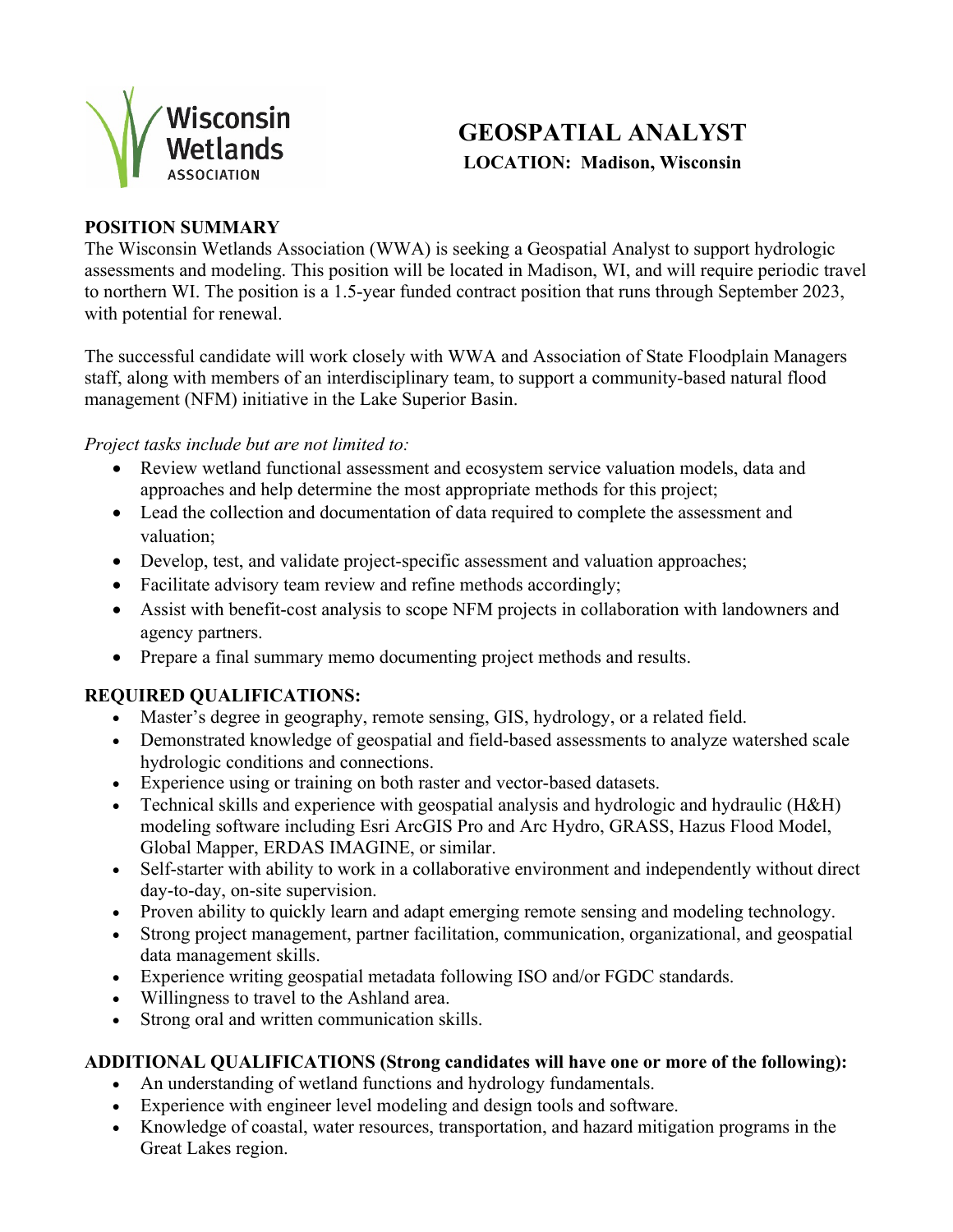# GEOSPATIAL ANALYST

**LOCATION: Madison, Wisconsin**

## POSITION SUMMARY

The Wisconsin Wetlands Association (WWA) is seeking a Geospatial Analyst to support hydrologic assessments and modeling. This position will be located in Madison, WI, and will require periodic travel to northern WI. The position is a 1.5-year funded contract position that runs through September 2023, with potential for renewal.

The successful candidate will work closely with WWA and Association of State Floodplain Managers staff, along with members of an interdisciplinary team, to support a community-based natural flood management (NFM) initiative in the Lake Superior Basin.

*Project tasks include but are not limited to:*

- Review wetland functional assessment and ecosystem service valuation models, data and approaches and help determine the most appropriate methods for this project;
- Lead the collection and documentation of data required to complete the assessment and valuation;
- Develop, test, and validate project-specific assessment and valuation approaches;
- Facilitate advisory team review and refine methods accordingly;
- Assist with benefit-cost analysis to scope NFM projects in collaboration with landowners and agency partners.
- Prepare a final summary memo documenting project methods and results.

## REQUIRED QUALIFICATIONS:

- Master's degree in geography, remote sensing, GIS, hydrology, or a related field.
- Demonstrated knowledge of geospatial and field-based assessments to analyze watershed scale hydrologic conditions and connections.
- Experience using or training on both raster and vector-based datasets.
- Technical skills and experience with geospatial analysis and hydrologic and hydraulic (H&H) modeling software including Esri ArcGIS Pro and Arc Hydro, GRASS, Hazus Flood Model, Global Mapper, ERDAS IMAGINE, or similar.
- Self-starter with ability to work in a collaborative environment and independently without direct day-to-day, on-site supervision.
- Proven ability to quickly learn and adapt emerging remote sensing and modeling technology.
- Strong project management, partner facilitation, communication, organizational, and geospatial data management skills.
- Experience writing geospatial metadata following ISO and/or FGDC standards.
- Willingness to travel to the Ashland area.
- Strong oral and written communication skills.

## ADDITIONAL QUALIFICATIONS (Strong candidates will have one or more of the following):

- An understanding of wetland functions and hydrology fundamentals.
- Experience with engineer level modeling and design tools and software.
- Knowledge of coastal, water resources, transportation, and hazard mitigation programs in the Great Lakes region.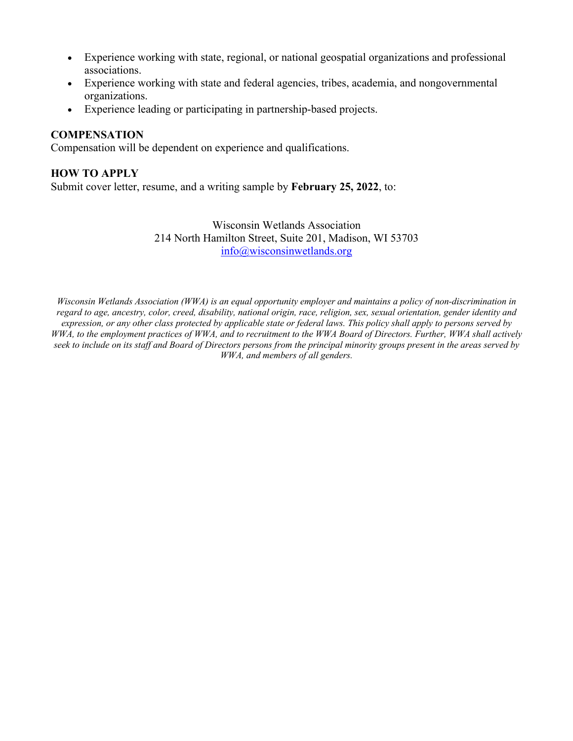- Experience working with state, regional, or national geospatial organizations and professional associations.
- Experience working with state and federal agencies, tribes, academia, and nongovernmental organizations.
- Experience leading or participating in partnership-based projects.

## COMPENSATION

Compensation will be dependent on experience and qualifications.

## HOW TO APPLY

Submit cover letter, resume, and a writing sample by **February 25, 2022**, to:

Wisconsin Wetlands Association
214 North Hamilton Street, Suite 201, Madison, WI 53703
info@wisconsinwetlands.org

*Wisconsin Wetlands Association (WWA) is an equal opportunity employer and maintains a policy of non-discrimination in regard to age, ancestry, color, creed, disability, national origin, race, religion, sex, sexual orientation, gender identity and expression, or any other class protected by applicable state or federal laws. This policy shall apply to persons served by WWA, to the employment practices of WWA, and to recruitment to the WWA Board of Directors. Further, WWA shall actively seek to include on its staff and Board of Directors persons from the principal minority groups present in the areas served by WWA, and members of all genders.*